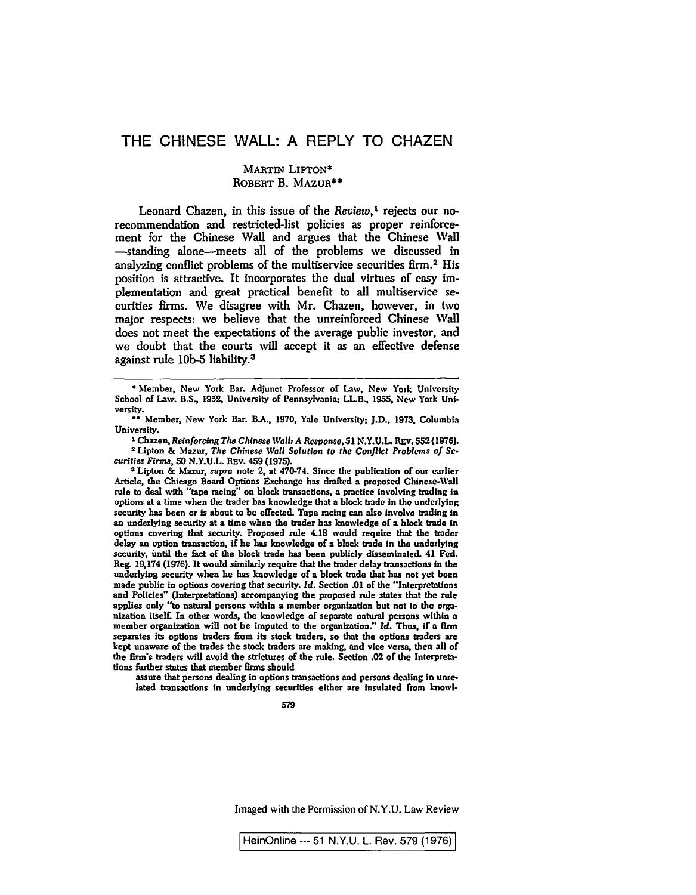# THE CHINESE WALL: A REPLY TO CHAZEN

MARTIN LIPTON*
ROBERT B. MAZUR**

Leonard Chazen, in this issue of the *Review*,[1] rejects our no-recommendation and restricted-list policies as proper reinforcement for the Chinese Wall and argues that the Chinese Wall —standing alone—meets all of the problems we discussed in analyzing conflict problems of the multiservice securities firm.[2] His position is attractive. It incorporates the dual virtues of easy implementation and great practical benefit to all multiservice securities firms. We disagree with Mr. Chazen, however, in two major respects: we believe that the unreinforced Chinese Wall does not meet the expectations of the average public investor, and we doubt that the courts will accept it as an effective defense against rule 10b-5 liability.[3]

---

\* Member, New York Bar. Adjunct Professor of Law, New York University School of Law. B.S., 1952, University of Pennsylvania; LL.B., 1955, New York University.

\*\* Member, New York Bar. B.A., 1970, Yale University; J.D., 1973, Columbia University.

[1] Chazen, *Reinforcing The Chinese Wall: A Response*, 51 N.Y.U.L. Rev. 552 (1976).

[2] Lipton & Mazur, *The Chinese Wall Solution to the Conflict Problems of Securities Firms*, 50 N.Y.U.L. Rev. 459 (1975).

[3] Lipton & Mazur, *supra* note 2, at 470-74. Since the publication of our earlier Article, the Chicago Board Options Exchange has drafted a proposed Chinese-Wall rule to deal with "tape racing" on block transactions, a practice involving trading in options at a time when the trader has knowledge that a block trade in the underlying security has been or is about to be effected. Tape racing can also involve trading in an underlying security at a time when the trader has knowledge of a block trade in options covering that security. Proposed rule 4.18 would require that the trader delay an option transaction, if he has knowledge of a block trade in the underlying security, until the fact of the block trade has been publicly disseminated. 41 Fed. Reg. 19,174 (1976). It would similarly require that the trader delay transactions in the underlying security when he has knowledge of a block trade that has not yet been made public in options covering that security. *Id.* Section .01 of the "Interpretations and Policies" (Interpretations) accompanying the proposed rule states that the rule applies only "to natural persons within a member organization but not to the organization itself. In other words, the knowledge of separate natural persons within a member organization will not be imputed to the organization." *Id.* Thus, if a firm separates its options traders from its stock traders, so that the options traders are kept unaware of the trades the stock traders are making, and vice versa, then all of the firm's traders will avoid the strictures of the rule. Section .02 of the Interpretations further states that member firms should

> assure that persons dealing in options transactions and persons dealing in unrelated transactions in underlying securities either are insulated from knowl-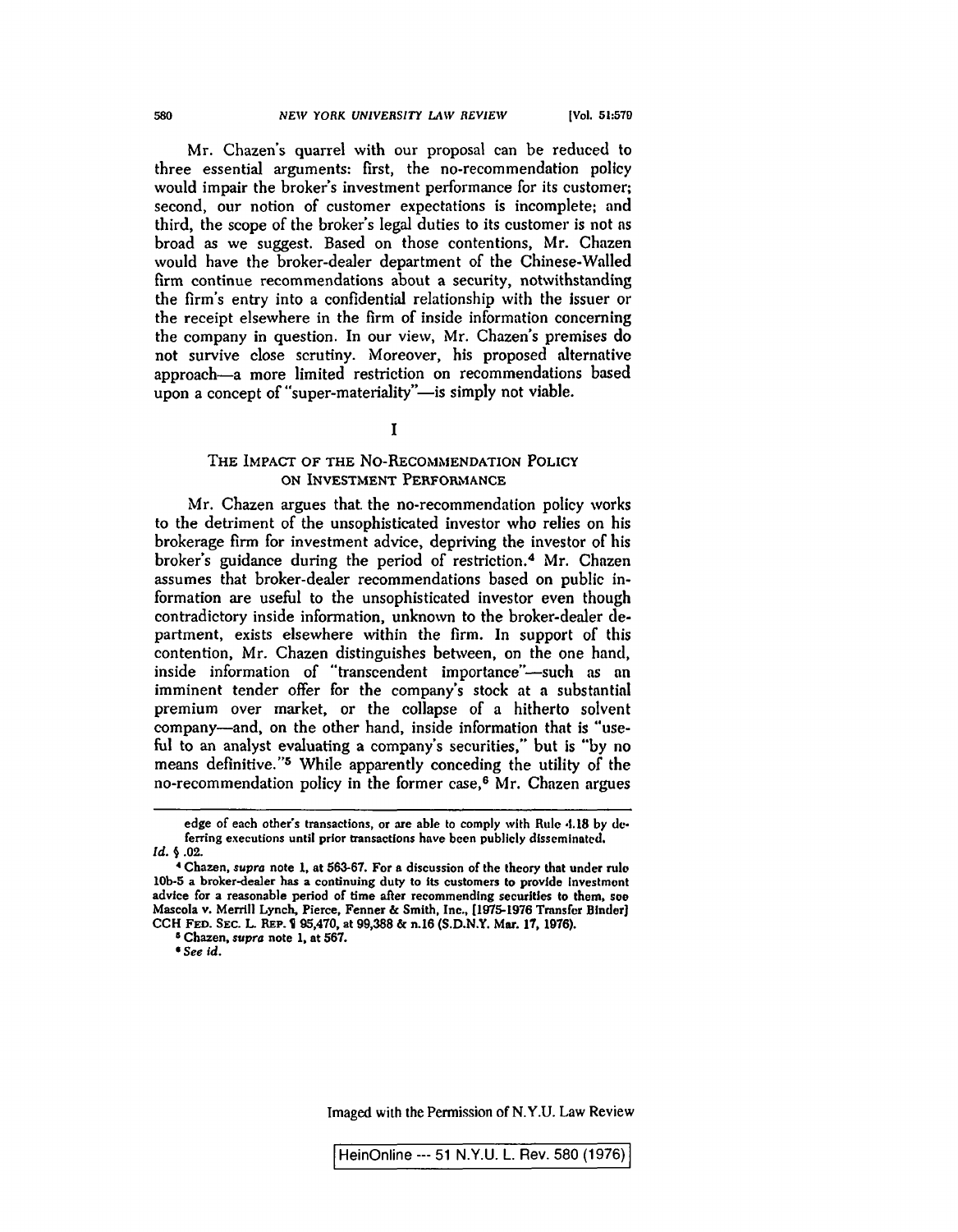Mr. Chazen's quarrel with our proposal can be reduced to three essential arguments: first, the no-recommendation policy would impair the broker's investment performance for its customer; second, our notion of customer expectations is incomplete; and third, the scope of the broker's legal duties to its customer is not as broad as we suggest. Based on those contentions, Mr. Chazen would have the broker-dealer department of the Chinese-Walled firm continue recommendations about a security, notwithstanding the firm's entry into a confidential relationship with the issuer or the receipt elsewhere in the firm of inside information concerning the company in question. In our view, Mr. Chazen's premises do not survive close scrutiny. Moreover, his proposed alternative approach—a more limited restriction on recommendations based upon a concept of "super-materiality"—is simply not viable.

## I

### THE IMPACT OF THE NO-RECOMMENDATION POLICY ON INVESTMENT PERFORMANCE

Mr. Chazen argues that the no-recommendation policy works to the detriment of the unsophisticated investor who relies on his brokerage firm for investment advice, depriving the investor of his broker's guidance during the period of restriction.[4] Mr. Chazen assumes that broker-dealer recommendations based on public information are useful to the unsophisticated investor even though contradictory inside information, unknown to the broker-dealer department, exists elsewhere within the firm. In support of this contention, Mr. Chazen distinguishes between, on the one hand, inside information of "transcendent importance"—such as an imminent tender offer for the company's stock at a substantial premium over market, or the collapse of a hitherto solvent company—and, on the other hand, inside information that is "useful to an analyst evaluating a company's securities," but is "by no means definitive."[5] While apparently conceding the utility of the no-recommendation policy in the former case,[6] Mr. Chazen argues

---

edge of each other's transactions, or are able to comply with Rule 4.18 by deferring executions until prior transactions have been publicly disseminated. *Id.* § .02.

[4] Chazen, *supra* note 1, at 563-67. For a discussion of the theory that under rule 10b-5 a broker-dealer has a continuing duty to its customers to provide investment advice for a reasonable period of time after recommending securities to them, see Mascola v. Merrill Lynch, Pierce, Fenner & Smith, Inc., [1975-1976 Transfer Binder] CCH FED. SEC. L. REP. ¶ 95,470, at 99,388 & n.16 (S.D.N.Y. Mar. 17, 1976).

[5] Chazen, *supra* note 1, at 567.

[6] *See id.*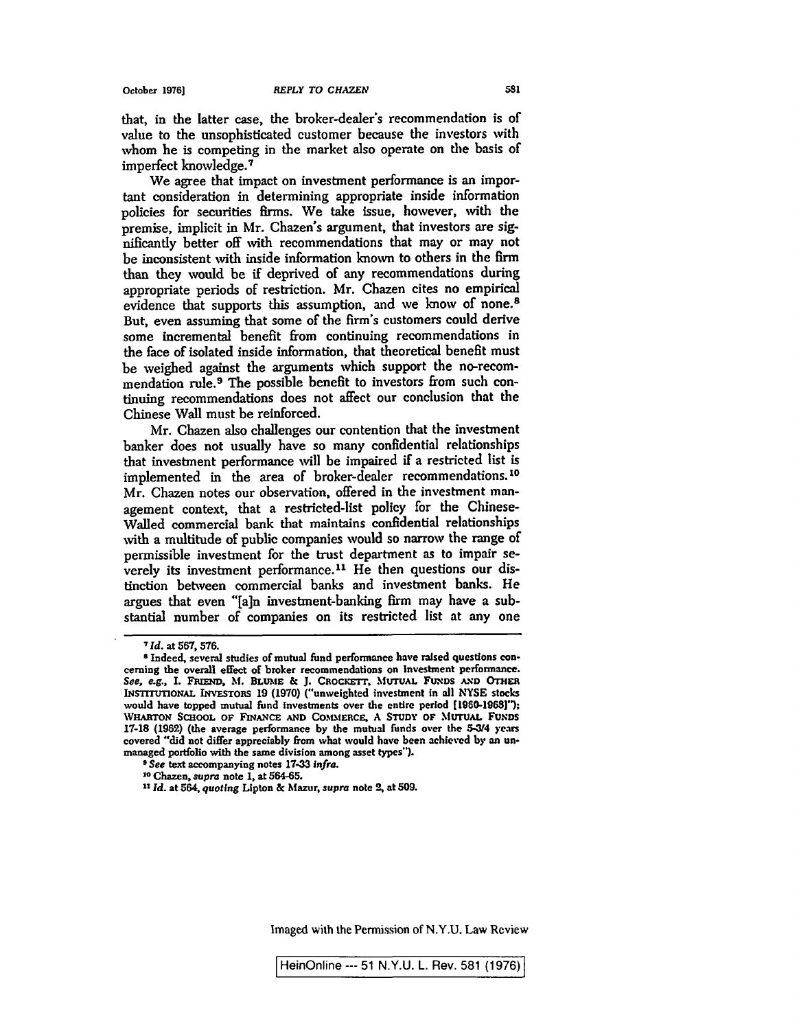that, in the latter case, the broker-dealer's recommendation is of value to the unsophisticated customer because the investors with whom he is competing in the market also operate on the basis of imperfect knowledge.[7]

We agree that impact on investment performance is an important consideration in determining appropriate inside information policies for securities firms. We take issue, however, with the premise, implicit in Mr. Chazen's argument, that investors are significantly better off with recommendations that may or may not be inconsistent with inside information known to others in the firm than they would be if deprived of any recommendations during appropriate periods of restriction. Mr. Chazen cites no empirical evidence that supports this assumption, and we know of none.[8] But, even assuming that some of the firm's customers could derive some incremental benefit from continuing recommendations in the face of isolated inside information, that theoretical benefit must be weighed against the arguments which support the no-recommendation rule.[9] The possible benefit to investors from such continuing recommendations does not affect our conclusion that the Chinese Wall must be reinforced.

Mr. Chazen also challenges our contention that the investment banker does not usually have so many confidential relationships that investment performance will be impaired if a restricted list is implemented in the area of broker-dealer recommendations.[10] Mr. Chazen notes our observation, offered in the investment management context, that a restricted-list policy for the Chinese-Walled commercial bank that maintains confidential relationships with a multitude of public companies would so narrow the range of permissible investment for the trust department as to impair severely its investment performance.[11] He then questions our distinction between commercial banks and investment banks. He argues that even "[a]n investment-banking firm may have a substantial number of companies on its restricted list at any one

---

[7] *Id.* at 567, 576.

[8] Indeed, several studies of mutual fund performance have raised questions concerning the overall effect of broker recommendations on investment performance. *See, e.g.*, I. FRIEND, M. BLUME & J. CROCKETT, MUTUAL FUNDS AND OTHER INSTITUTIONAL INVESTORS 19 (1970) ("unweighted investment in all NYSE stocks would have topped mutual fund investments over the entire period [1960-1968]"); WHARTON SCHOOL OF FINANCE AND COMMERCE, A STUDY OF MUTUAL FUNDS 17-18 (1962) (the average performance by the mutual funds over the 5-3/4 years covered "did not differ appreciably from what would have been achieved by an unmanaged portfolio with the same division among asset types").

[9] *See* text accompanying notes 17-33 *infra*.

[10] Chazen, *supra* note 1, at 564-65.

[11] *Id.* at 564, *quoting* Lipton & Mazur, *supra* note 2, at 509.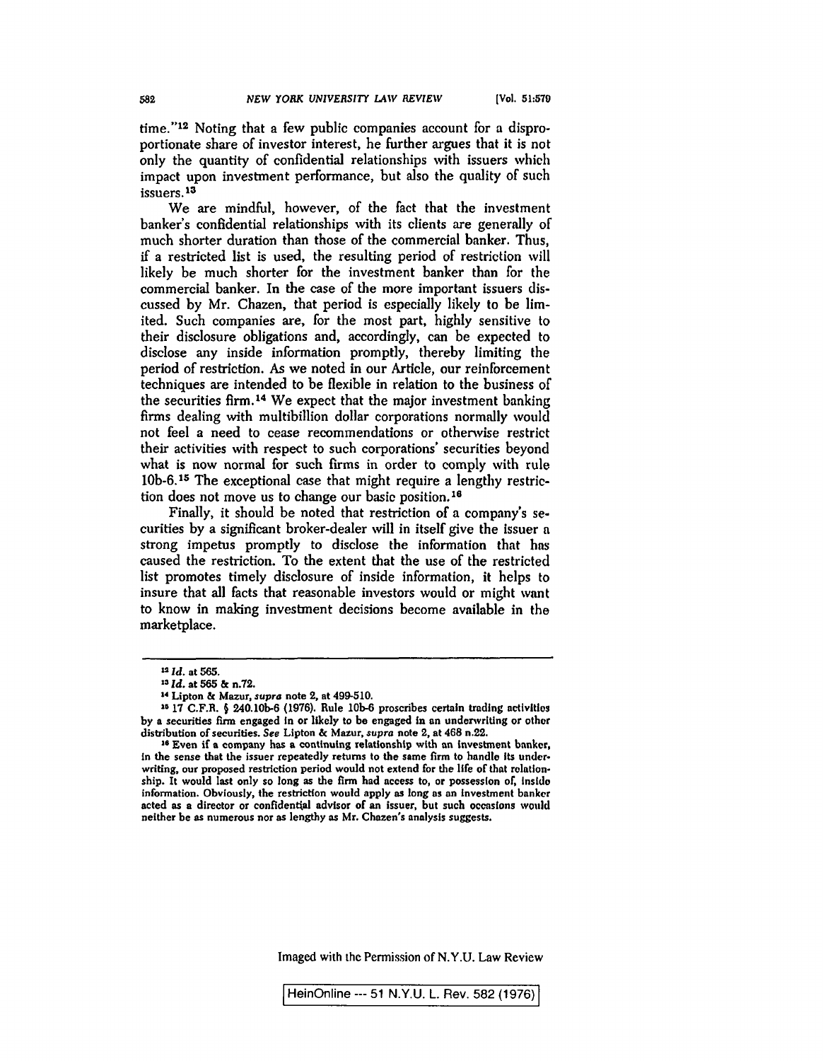time."[12] Noting that a few public companies account for a disproportionate share of investor interest, he further argues that it is not only the quantity of confidential relationships with issuers which impact upon investment performance, but also the quality of such issuers.[13]

We are mindful, however, of the fact that the investment banker's confidential relationships with its clients are generally of much shorter duration than those of the commercial banker. Thus, if a restricted list is used, the resulting period of restriction will likely be much shorter for the investment banker than for the commercial banker. In the case of the more important issuers discussed by Mr. Chazen, that period is especially likely to be limited. Such companies are, for the most part, highly sensitive to their disclosure obligations and, accordingly, can be expected to disclose any inside information promptly, thereby limiting the period of restriction. As we noted in our Article, our reinforcement techniques are intended to be flexible in relation to the business of the securities firm.[14] We expect that the major investment banking firms dealing with multibillion dollar corporations normally would not feel a need to cease recommendations or otherwise restrict their activities with respect to such corporations' securities beyond what is now normal for such firms in order to comply with rule 10b-6.[15] The exceptional case that might require a lengthy restriction does not move us to change our basic position.[16]

Finally, it should be noted that restriction of a company's securities by a significant broker-dealer will in itself give the issuer a strong impetus promptly to disclose the information that has caused the restriction. To the extent that the use of the restricted list promotes timely disclosure of inside information, it helps to insure that all facts that reasonable investors would or might want to know in making investment decisions become available in the marketplace.

---

[12] *Id.* at 565.

[13] *Id.* at 565 & n.72.

[14] Lipton & Mazur, *supra* note 2, at 499-510.

[15] 17 C.F.R. § 240.10b-6 (1976). Rule 10b-6 proscribes certain trading activities by a securities firm engaged in or likely to be engaged in an underwriting or other distribution of securities. *See* Lipton & Mazur, *supra* note 2, at 468 n.22.

[16] Even if a company has a continuing relationship with an investment banker, in the sense that the issuer repeatedly returns to the same firm to handle its underwriting, our proposed restriction period would not extend for the life of that relationship. It would last only so long as the firm had access to, or possession of, inside information. Obviously, the restriction would apply as long as an investment banker acted as a director or confidential advisor of an issuer, but such occasions would neither be as numerous nor as lengthy as Mr. Chazen's analysis suggests.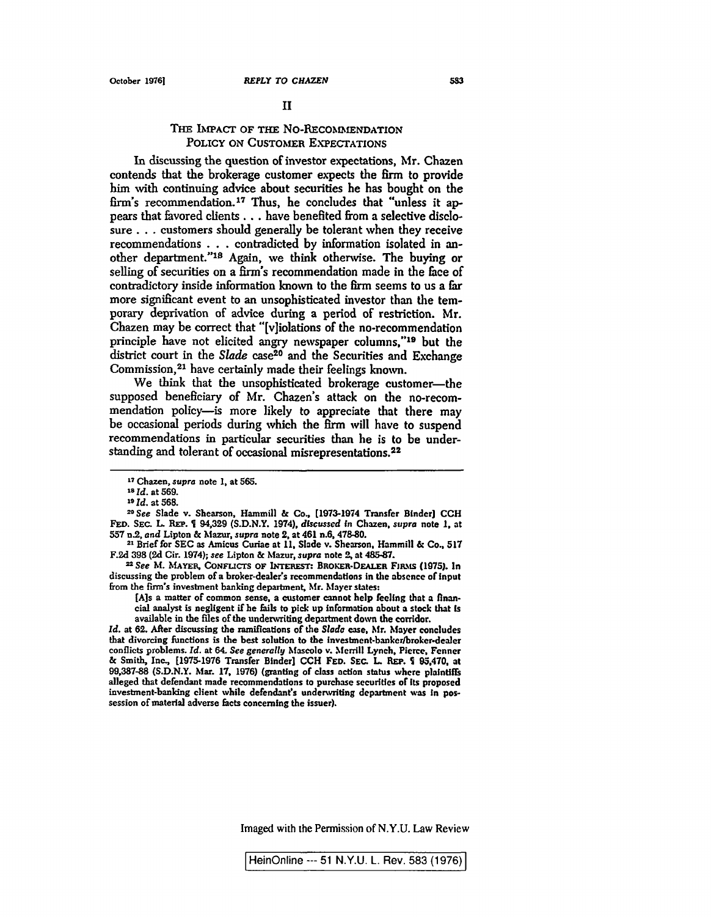## II

## THE IMPACT OF THE NO-RECOMMENDATION POLICY ON CUSTOMER EXPECTATIONS

In discussing the question of investor expectations, Mr. Chazen contends that the brokerage customer expects the firm to provide him with continuing advice about securities he has bought on the firm's recommendation.[17] Thus, he concludes that "unless it appears that favored clients . . . have benefited from a selective disclosure . . . customers should generally be tolerant when they receive recommendations . . . contradicted by information isolated in another department."[18] Again, we think otherwise. The buying or selling of securities on a firm's recommendation made in the face of contradictory inside information known to the firm seems to us a far more significant event to an unsophisticated investor than the temporary deprivation of advice during a period of restriction. Mr. Chazen may be correct that "[v]iolations of the no-recommendation principle have not elicited angry newspaper columns,"[19] but the district court in the *Slade* case[20] and the Securities and Exchange Commission,[21] have certainly made their feelings known.

We think that the unsophisticated brokerage customer—the supposed beneficiary of Mr. Chazen's attack on the no-recommendation policy—is more likely to appreciate that there may be occasional periods during which the firm will have to suspend recommendations in particular securities than he is to be understanding and tolerant of occasional misrepresentations.[22]

---

[17] Chazen, *supra* note 1, at 565.

[18] *Id.* at 569.

[19] *Id.* at 568.

[20] *See* Slade v. Shearson, Hammill & Co., [1973-1974 Transfer Binder] CCH FED. SEC. L. REP. ¶ 94,329 (S.D.N.Y. 1974), *discussed in* Chazen, *supra* note 1, at 557 n.2, *and* Lipton & Mazur, *supra* note 2, at 461 n.6, 478-80.

[21] Brief for SEC as Amicus Curiae at 11, Slade v. Shearson, Hammill & Co., 517 F.2d 398 (2d Cir. 1974); *see* Lipton & Mazur, *supra* note 2, at 485-87.

[22] *See* M. MAYER, CONFLICTS OF INTEREST: BROKER-DEALER FIRMS (1975). In discussing the problem of a broker-dealer's recommendations in the absence of input from the firm's investment banking department, Mr. Mayer states:

> [A]s a matter of common sense, a customer cannot help feeling that a financial analyst is negligent if he fails to pick up information about a stock that is available in the files of the underwriting department down the corridor.

*Id.* at 62. After discussing the ramifications of the *Slade* case, Mr. Mayer concludes that divorcing functions is the best solution to the investment-banker/broker-dealer conflicts problems. *Id.* at 64. *See generally* Mascolo v. Merrill Lynch, Pierce, Fenner & Smith, Inc., [1975-1976 Transfer Binder] CCH FED. SEC. L. REP. ¶ 95,470, at 99,387-88 (S.D.N.Y. Mar. 17, 1976) (granting of class action status where plaintiffs alleged that defendant made recommendations to purchase securities of its proposed investment-banking client while defendant's underwriting department was in possession of material adverse facts concerning the issuer).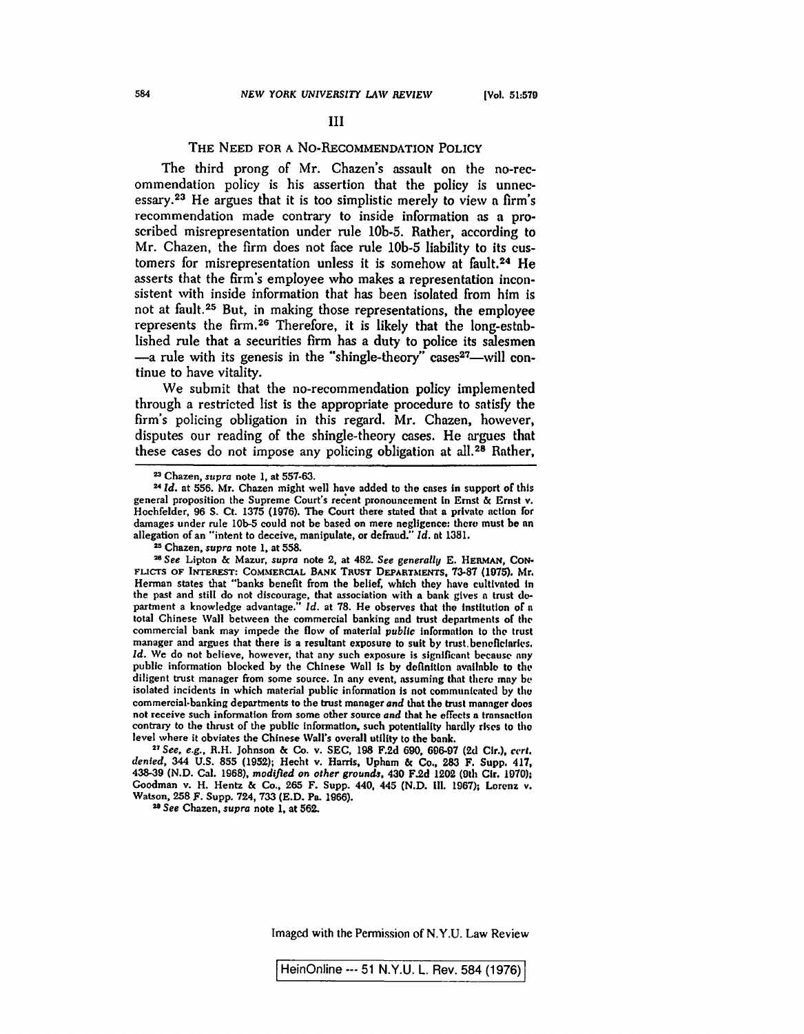## III

### THE NEED FOR A NO-RECOMMENDATION POLICY

The third prong of Mr. Chazen's assault on the no-recommendation policy is his assertion that the policy is unnecessary.[23] He argues that it is too simplistic merely to view a firm's recommendation made contrary to inside information as a proscribed misrepresentation under rule 10b-5. Rather, according to Mr. Chazen, the firm does not face rule 10b-5 liability to its customers for misrepresentation unless it is somehow at fault.[24] He asserts that the firm's employee who makes a representation inconsistent with inside information that has been isolated from him is not at fault.[25] But, in making those representations, the employee represents the firm.[26] Therefore, it is likely that the long-established rule that a securities firm has a duty to police its salesmen —a rule with its genesis in the "shingle-theory" cases[27]—will continue to have vitality.

We submit that the no-recommendation policy implemented through a restricted list is the appropriate procedure to satisfy the firm's policing obligation in this regard. Mr. Chazen, however, disputes our reading of the shingle-theory cases. He argues that these cases do not impose any policing obligation at all.[28] Rather,

---

[23] Chazen, *supra* note 1, at 557-63.

[24] *Id.* at 556. Mr. Chazen might well have added to the cases in support of this general proposition the Supreme Court's recent pronouncement in Ernst & Ernst v. Hochfelder, 96 S. Ct. 1375 (1976). The Court there stated that a private action for damages under rule 10b-5 could not be based on mere negligence: there must be an allegation of an "intent to deceive, manipulate, or defraud." *Id.* at 1381.

[25] Chazen, *supra* note 1, at 558.

[26] *See* Lipton & Mazur, *supra* note 2, at 482. *See generally* E. HERMAN, CONFLICTS OF INTEREST: COMMERCIAL BANK TRUST DEPARTMENTS, 73-87 (1975). Mr. Herman states that "banks benefit from the belief, which they have cultivated in the past and still do not discourage, that association with a bank gives a trust department a knowledge advantage." *Id.* at 78. He observes that the institution of a total Chinese Wall between the commercial banking and trust departments of the commercial bank may impede the flow of material *public* information to the trust manager and argues that there is a resultant exposure to suit by trust beneficiaries. *Id.* We do not believe, however, that any such exposure is significant because any public information blocked by the Chinese Wall is by definition available to the diligent trust manager from some source. In any event, assuming that there may be isolated incidents in which material public information is not communicated by the commercial-banking departments to the trust manager *and* that the trust manager does not receive such information from some other source *and* that he effects a transaction contrary to the thrust of the public information, such potentiality hardly rises to the level where it obviates the Chinese Wall's overall utility to the bank.

[27] *See, e.g.*, R.H. Johnson & Co. v. SEC, 198 F.2d 690, 696-97 (2d Cir.), *cert. denied*, 344 U.S. 855 (1952); Hecht v. Harris, Upham & Co., 283 F. Supp. 417, 438-39 (N.D. Cal. 1968), *modified on other grounds*, 430 F.2d 1202 (9th Cir. 1970); Goodman v. H. Hentz & Co., 265 F. Supp. 440, 445 (N.D. Ill. 1967); Lorenz v. Watson, 258 F. Supp. 724, 733 (E.D. Pa. 1966).

[28] *See* Chazen, *supra* note 1, at 562.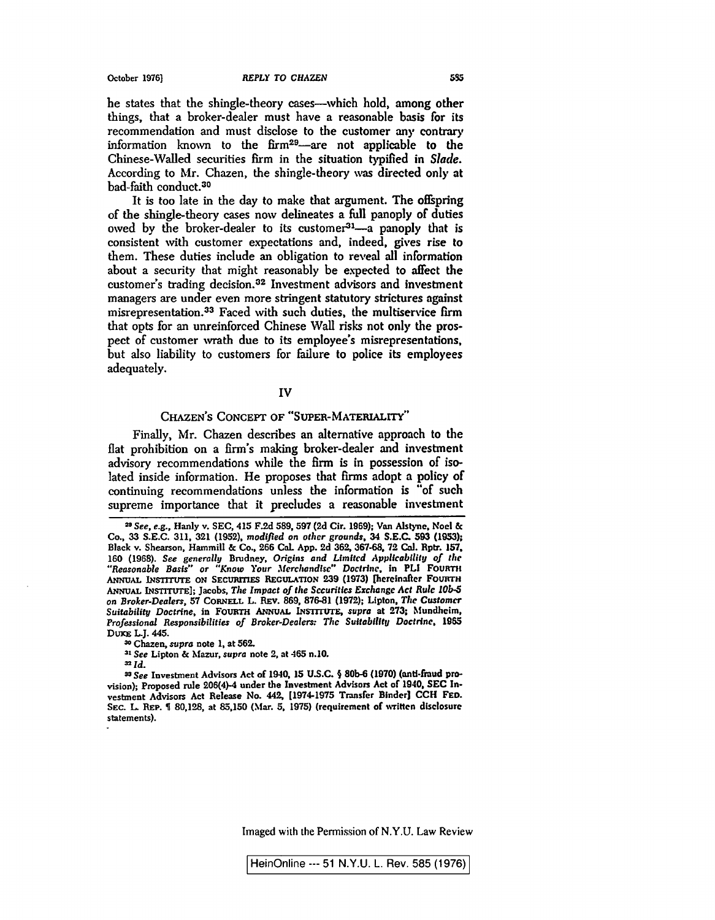he states that the shingle-theory cases—which hold, among other things, that a broker-dealer must have a reasonable basis for its recommendation and must disclose to the customer any contrary information known to the firm[29]—are not applicable to the Chinese-Walled securities firm in the situation typified in *Slade*. According to Mr. Chazen, the shingle-theory was directed only at bad-faith conduct.[30]

It is too late in the day to make that argument. The offspring of the shingle-theory cases now delineates a full panoply of duties owed by the broker-dealer to its customer[31]—a panoply that is consistent with customer expectations and, indeed, gives rise to them. These duties include an obligation to reveal all information about a security that might reasonably be expected to affect the customer's trading decision.[32] Investment advisors and investment managers are under even more stringent statutory strictures against misrepresentation.[33] Faced with such duties, the multiservice firm that opts for an unreinforced Chinese Wall risks not only the prospect of customer wrath due to its employee's misrepresentations, but also liability to customers for failure to police its employees adequately.

## IV

### CHAZEN'S CONCEPT OF "SUPER-MATERIALITY"

Finally, Mr. Chazen describes an alternative approach to the flat prohibition on a firm's making broker-dealer and investment advisory recommendations while the firm is in possession of isolated inside information. He proposes that firms adopt a policy of continuing recommendations unless the information is "of such supreme importance that it precludes a reasonable investment

---

[29] *See, e.g.*, Hanly v. SEC, 415 F.2d 589, 597 (2d Cir. 1969); Van Alstyne, Noel & Co., 33 S.E.C. 311, 321 (1952), *modified on other grounds*, 34 S.E.C. 593 (1953); Black v. Shearson, Hammill & Co., 266 Cal. App. 2d 362, 367-68, 72 Cal. Rptr. 157, 160 (1968). *See generally* Brudney, *Origins and Limited Applicability of the "Reasonable Basis" or "Know Your Merchandise" Doctrine*, in PLI FOURTH ANNUAL INSTITUTE ON SECURITIES REGULATION 239 (1973) [hereinafter FOURTH ANNUAL INSTITUTE]; Jacobs, *The Impact of the Securities Exchange Act Rule 10b-5 on Broker-Dealers*, 57 CORNELL L. REV. 869, 876-81 (1972); Lipton, *The Customer Suitability Doctrine*, in FOURTH ANNUAL INSTITUTE, *supra* at 273; Mundheim, *Professional Responsibilities of Broker-Dealers: The Suitability Doctrine*, 1965 DUKE L.J. 445.

[30] Chazen, *supra* note 1, at 562.

[31] *See* Lipton & Mazur, *supra* note 2, at 465 n.10.

[32] *Id.*

[33] *See* Investment Advisors Act of 1940, 15 U.S.C. § 80b-6 (1970) (anti-fraud provision); Proposed rule 206(4)-4 under the Investment Advisors Act of 1940, SEC Investment Advisors Act Release No. 442, [1974-1975 Transfer Binder] CCH FED. SEC. L. REP. ¶ 80,128, at 85,150 (Mar. 5, 1975) (requirement of written disclosure statements).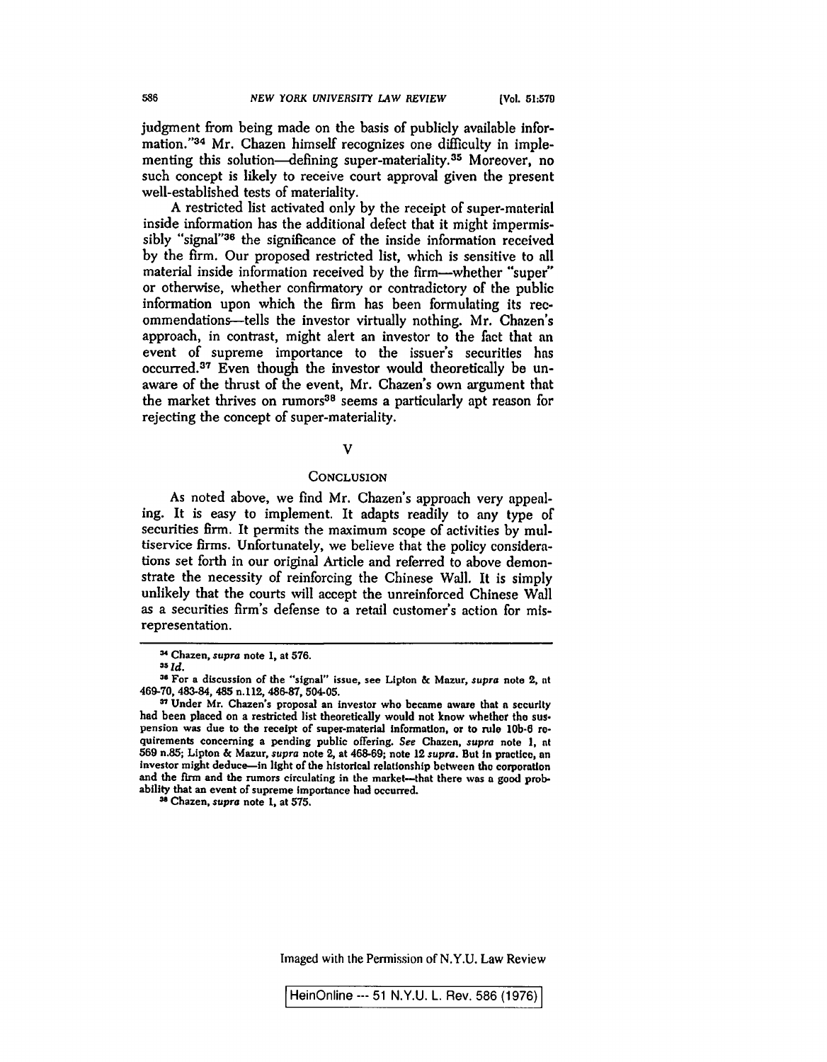judgment from being made on the basis of publicly available information."[34] Mr. Chazen himself recognizes one difficulty in implementing this solution—defining super-materiality.[35] Moreover, no such concept is likely to receive court approval given the present well-established tests of materiality.

A restricted list activated only by the receipt of super-material inside information has the additional defect that it might impermissibly "signal"[36] the significance of the inside information received by the firm. Our proposed restricted list, which is sensitive to all material inside information received by the firm—whether "super" or otherwise, whether confirmatory or contradictory of the public information upon which the firm has been formulating its recommendations—tells the investor virtually nothing. Mr. Chazen's approach, in contrast, might alert an investor to the fact that an event of supreme importance to the issuer's securities has occurred.[37] Even though the investor would theoretically be unaware of the thrust of the event, Mr. Chazen's own argument that the market thrives on rumors[38] seems a particularly apt reason for rejecting the concept of super-materiality.

## V

## Conclusion

As noted above, we find Mr. Chazen's approach very appealing. It is easy to implement. It adapts readily to any type of securities firm. It permits the maximum scope of activities by multiservice firms. Unfortunately, we believe that the policy considerations set forth in our original Article and referred to above demonstrate the necessity of reinforcing the Chinese Wall. It is simply unlikely that the courts will accept the unreinforced Chinese Wall as a securities firm's defense to a retail customer's action for misrepresentation.

---

[34] Chazen, *supra* note 1, at 576.

[35] *Id.*

[36] For a discussion of the "signal" issue, see Lipton & Mazur, *supra* note 2, at 469-70, 483-84, 485 n.112, 486-87, 504-05.

[37] Under Mr. Chazen's proposal an investor who became aware that a security had been placed on a restricted list theoretically would not know whether the suspension was due to the receipt of super-material information, or to rule 10b-6 requirements concerning a pending public offering. *See* Chazen, *supra* note 1, at 569 n.85; Lipton & Mazur, *supra* note 2, at 468-69; note 12 *supra*. But in practice, an investor might deduce—in light of the historical relationship between the corporation and the firm and the rumors circulating in the market—that there was a good probability that an event of supreme importance had occurred.

[38] Chazen, *supra* note 1, at 575.